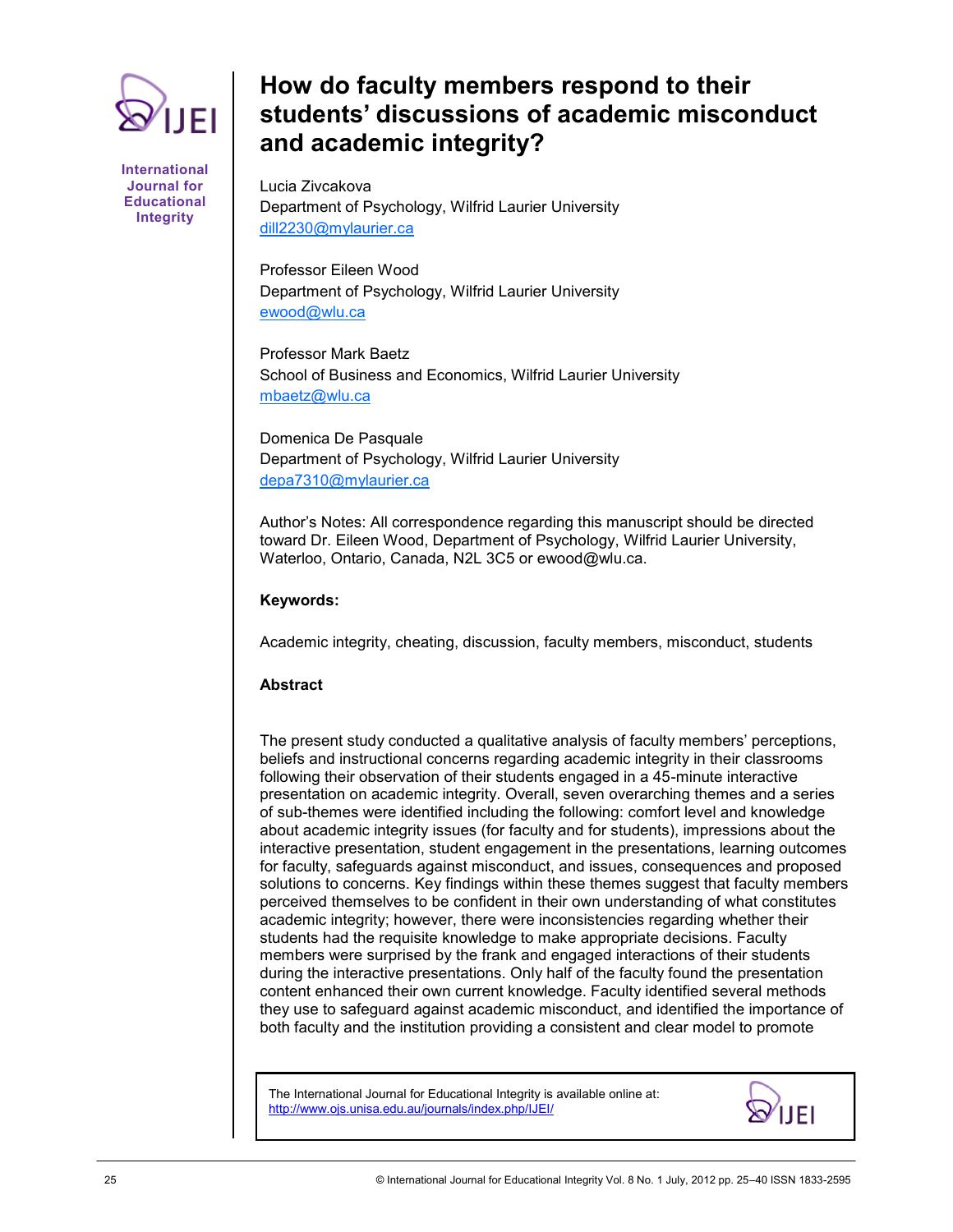International Journal for Educational Integrity

# How do faculty members respond to their students' discussions of academic misconduct and academic integrity?

Lucia Zivcakova
Department of Psychology, Wilfrid Laurier University
dill2230@mylaurier.ca

Professor Eileen Wood
Department of Psychology, Wilfrid Laurier University
ewood@wlu.ca

Professor Mark Baetz
School of Business and Economics, Wilfrid Laurier University
mbaetz@wlu.ca

Domenica De Pasquale
Department of Psychology, Wilfrid Laurier University
depa7310@mylaurier.ca

Author's Notes: All correspondence regarding this manuscript should be directed toward Dr. Eileen Wood, Department of Psychology, Wilfrid Laurier University, Waterloo, Ontario, Canada, N2L 3C5 or ewood@wlu.ca.

**Keywords:**

Academic integrity, cheating, discussion, faculty members, misconduct, students

**Abstract**

The present study conducted a qualitative analysis of faculty members' perceptions, beliefs and instructional concerns regarding academic integrity in their classrooms following their observation of their students engaged in a 45-minute interactive presentation on academic integrity. Overall, seven overarching themes and a series of sub-themes were identified including the following: comfort level and knowledge about academic integrity issues (for faculty and for students), impressions about the interactive presentation, student engagement in the presentations, learning outcomes for faculty, safeguards against misconduct, and issues, consequences and proposed solutions to concerns. Key findings within these themes suggest that faculty members perceived themselves to be confident in their own understanding of what constitutes academic integrity; however, there were inconsistencies regarding whether their students had the requisite knowledge to make appropriate decisions. Faculty members were surprised by the frank and engaged interactions of their students during the interactive presentations. Only half of the faculty found the presentation content enhanced their own current knowledge. Faculty identified several methods they use to safeguard against academic misconduct, and identified the importance of both faculty and the institution providing a consistent and clear model to promote

The International Journal for Educational Integrity is available online at: http://www.ojs.unisa.edu.au/journals/index.php/IJEI/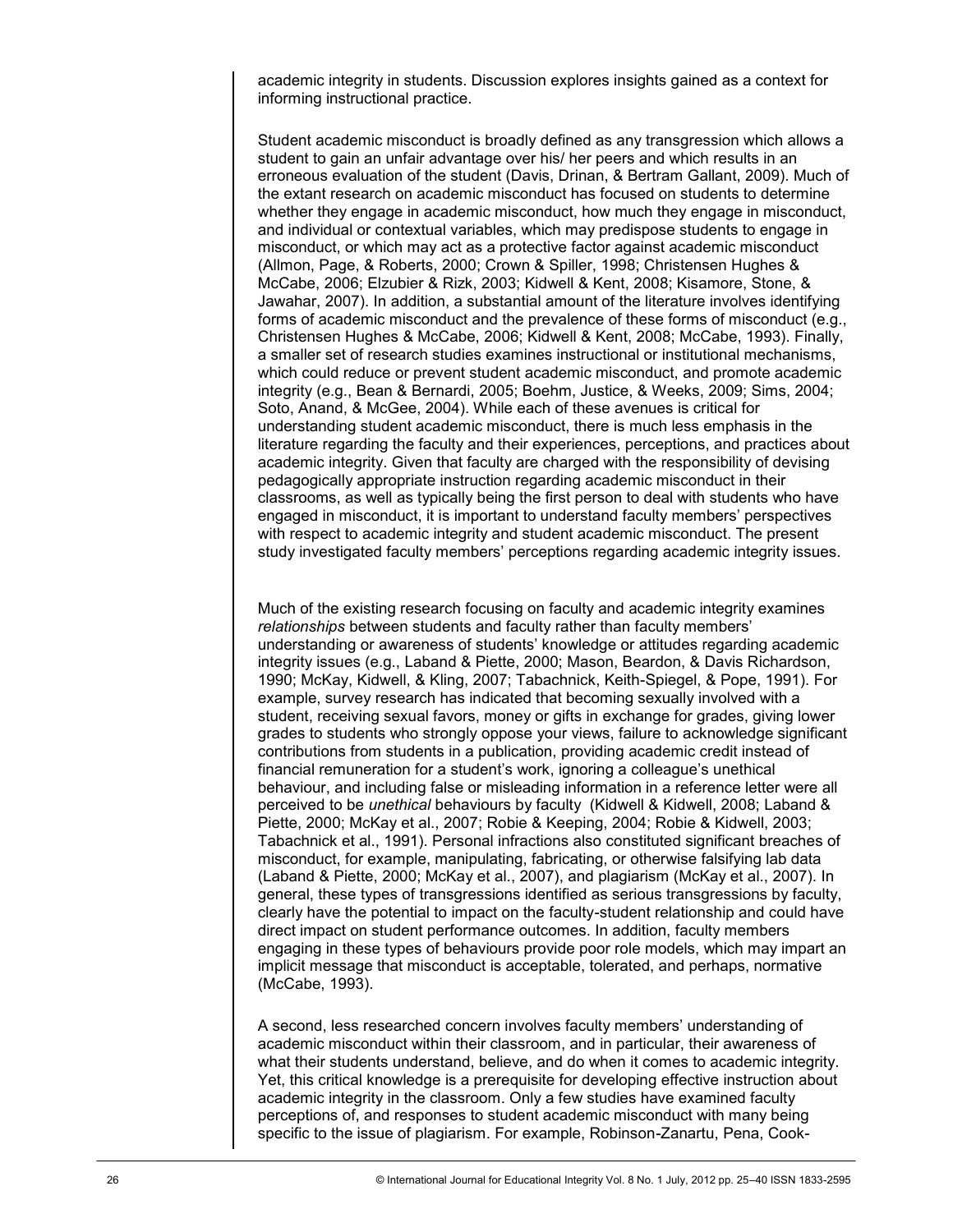academic integrity in students. Discussion explores insights gained as a context for informing instructional practice.

Student academic misconduct is broadly defined as any transgression which allows a student to gain an unfair advantage over his/ her peers and which results in an erroneous evaluation of the student (Davis, Drinan, & Bertram Gallant, 2009). Much of the extant research on academic misconduct has focused on students to determine whether they engage in academic misconduct, how much they engage in misconduct, and individual or contextual variables, which may predispose students to engage in misconduct, or which may act as a protective factor against academic misconduct (Allmon, Page, & Roberts, 2000; Crown & Spiller, 1998; Christensen Hughes & McCabe, 2006; Elzubier & Rizk, 2003; Kidwell & Kent, 2008; Kisamore, Stone, & Jawahar, 2007). In addition, a substantial amount of the literature involves identifying forms of academic misconduct and the prevalence of these forms of misconduct (e.g., Christensen Hughes & McCabe, 2006; Kidwell & Kent, 2008; McCabe, 1993). Finally, a smaller set of research studies examines instructional or institutional mechanisms, which could reduce or prevent student academic misconduct, and promote academic integrity (e.g., Bean & Bernardi, 2005; Boehm, Justice, & Weeks, 2009; Sims, 2004; Soto, Anand, & McGee, 2004). While each of these avenues is critical for understanding student academic misconduct, there is much less emphasis in the literature regarding the faculty and their experiences, perceptions, and practices about academic integrity. Given that faculty are charged with the responsibility of devising pedagogically appropriate instruction regarding academic misconduct in their classrooms, as well as typically being the first person to deal with students who have engaged in misconduct, it is important to understand faculty members' perspectives with respect to academic integrity and student academic misconduct. The present study investigated faculty members' perceptions regarding academic integrity issues.

Much of the existing research focusing on faculty and academic integrity examines *relationships* between students and faculty rather than faculty members' understanding or awareness of students' knowledge or attitudes regarding academic integrity issues (e.g., Laband & Piette, 2000; Mason, Beardon, & Davis Richardson, 1990; McKay, Kidwell, & Kling, 2007; Tabachnick, Keith-Spiegel, & Pope, 1991). For example, survey research has indicated that becoming sexually involved with a student, receiving sexual favors, money or gifts in exchange for grades, giving lower grades to students who strongly oppose your views, failure to acknowledge significant contributions from students in a publication, providing academic credit instead of financial remuneration for a student's work, ignoring a colleague's unethical behaviour, and including false or misleading information in a reference letter were all perceived to be *unethical* behaviours by faculty (Kidwell & Kidwell, 2008; Laband & Piette, 2000; McKay et al., 2007; Robie & Keeping, 2004; Robie & Kidwell, 2003; Tabachnick et al., 1991). Personal infractions also constituted significant breaches of misconduct, for example, manipulating, fabricating, or otherwise falsifying lab data (Laband & Piette, 2000; McKay et al., 2007), and plagiarism (McKay et al., 2007). In general, these types of transgressions identified as serious transgressions by faculty, clearly have the potential to impact on the faculty-student relationship and could have direct impact on student performance outcomes. In addition, faculty members engaging in these types of behaviours provide poor role models, which may impart an implicit message that misconduct is acceptable, tolerated, and perhaps, normative (McCabe, 1993).

A second, less researched concern involves faculty members' understanding of academic misconduct within their classroom, and in particular, their awareness of what their students understand, believe, and do when it comes to academic integrity. Yet, this critical knowledge is a prerequisite for developing effective instruction about academic integrity in the classroom. Only a few studies have examined faculty perceptions of, and responses to student academic misconduct with many being specific to the issue of plagiarism. For example, Robinson-Zanartu, Pena, Cook-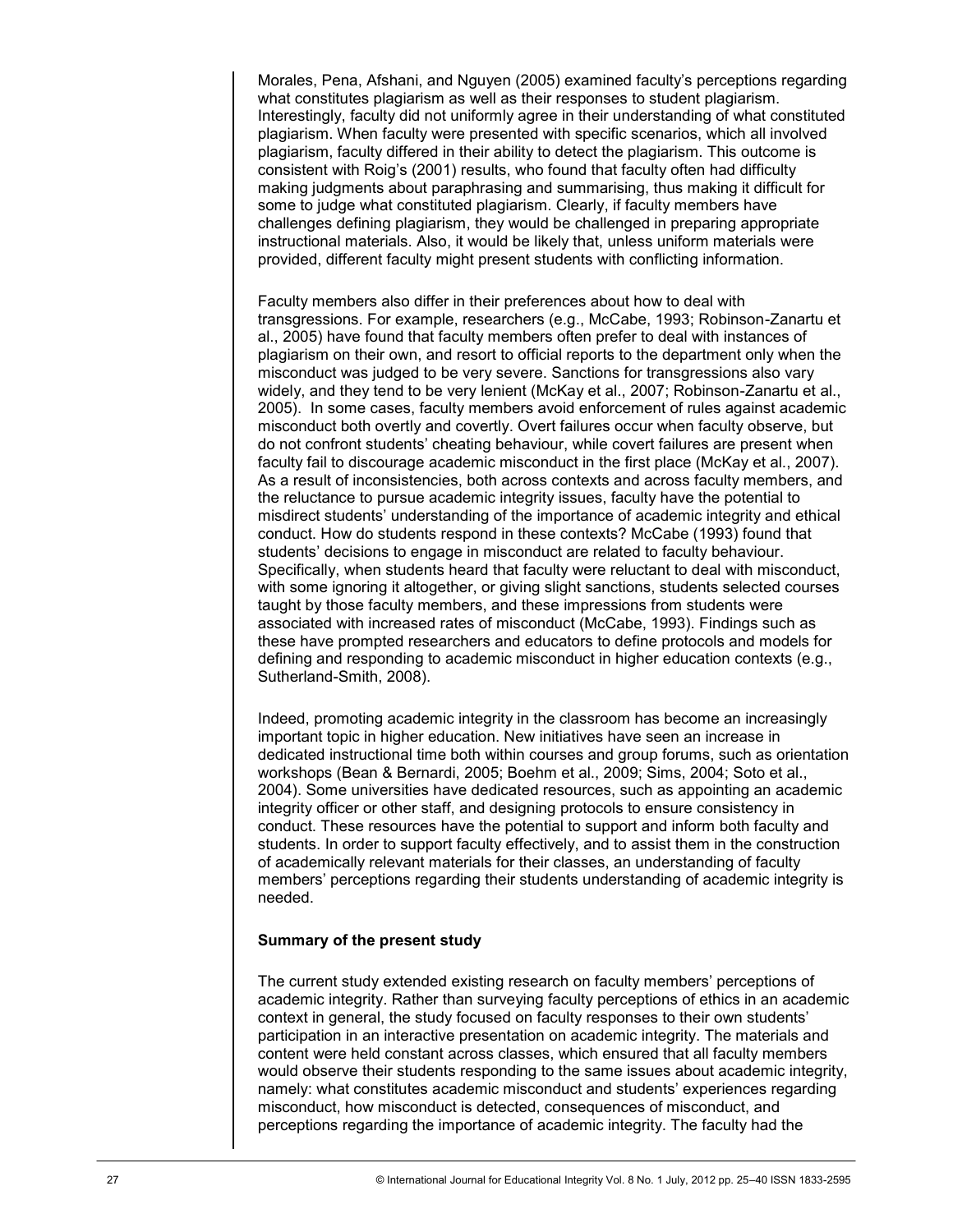Morales, Pena, Afshani, and Nguyen (2005) examined faculty's perceptions regarding what constitutes plagiarism as well as their responses to student plagiarism. Interestingly, faculty did not uniformly agree in their understanding of what constituted plagiarism. When faculty were presented with specific scenarios, which all involved plagiarism, faculty differed in their ability to detect the plagiarism. This outcome is consistent with Roig's (2001) results, who found that faculty often had difficulty making judgments about paraphrasing and summarising, thus making it difficult for some to judge what constituted plagiarism. Clearly, if faculty members have challenges defining plagiarism, they would be challenged in preparing appropriate instructional materials. Also, it would be likely that, unless uniform materials were provided, different faculty might present students with conflicting information.

Faculty members also differ in their preferences about how to deal with transgressions. For example, researchers (e.g., McCabe, 1993; Robinson-Zanartu et al., 2005) have found that faculty members often prefer to deal with instances of plagiarism on their own, and resort to official reports to the department only when the misconduct was judged to be very severe. Sanctions for transgressions also vary widely, and they tend to be very lenient (McKay et al., 2007; Robinson-Zanartu et al., 2005). In some cases, faculty members avoid enforcement of rules against academic misconduct both overtly and covertly. Overt failures occur when faculty observe, but do not confront students' cheating behaviour, while covert failures are present when faculty fail to discourage academic misconduct in the first place (McKay et al., 2007). As a result of inconsistencies, both across contexts and across faculty members, and the reluctance to pursue academic integrity issues, faculty have the potential to misdirect students' understanding of the importance of academic integrity and ethical conduct. How do students respond in these contexts? McCabe (1993) found that students' decisions to engage in misconduct are related to faculty behaviour. Specifically, when students heard that faculty were reluctant to deal with misconduct, with some ignoring it altogether, or giving slight sanctions, students selected courses taught by those faculty members, and these impressions from students were associated with increased rates of misconduct (McCabe, 1993). Findings such as these have prompted researchers and educators to define protocols and models for defining and responding to academic misconduct in higher education contexts (e.g., Sutherland-Smith, 2008).

Indeed, promoting academic integrity in the classroom has become an increasingly important topic in higher education. New initiatives have seen an increase in dedicated instructional time both within courses and group forums, such as orientation workshops (Bean & Bernardi, 2005; Boehm et al., 2009; Sims, 2004; Soto et al., 2004). Some universities have dedicated resources, such as appointing an academic integrity officer or other staff, and designing protocols to ensure consistency in conduct. These resources have the potential to support and inform both faculty and students. In order to support faculty effectively, and to assist them in the construction of academically relevant materials for their classes, an understanding of faculty members' perceptions regarding their students understanding of academic integrity is needed.

**Summary of the present study**

The current study extended existing research on faculty members' perceptions of academic integrity. Rather than surveying faculty perceptions of ethics in an academic context in general, the study focused on faculty responses to their own students' participation in an interactive presentation on academic integrity. The materials and content were held constant across classes, which ensured that all faculty members would observe their students responding to the same issues about academic integrity, namely: what constitutes academic misconduct and students' experiences regarding misconduct, how misconduct is detected, consequences of misconduct, and perceptions regarding the importance of academic integrity. The faculty had the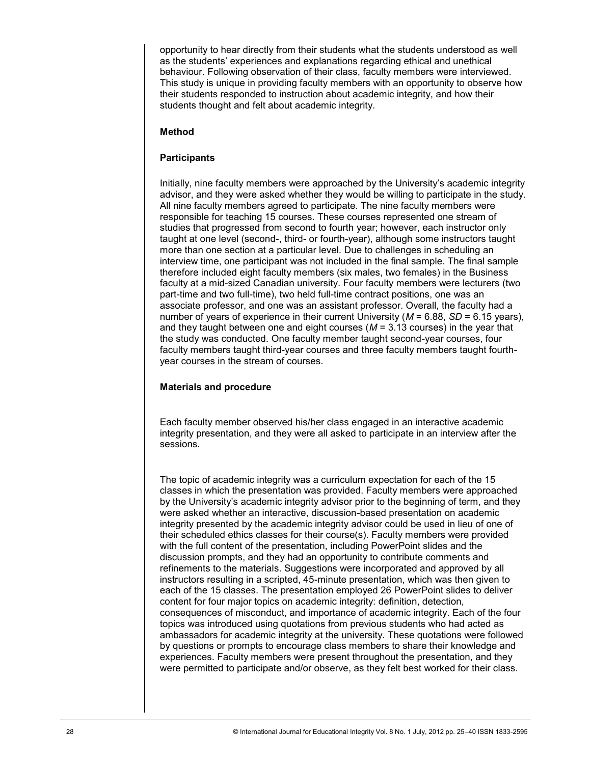opportunity to hear directly from their students what the students understood as well as the students' experiences and explanations regarding ethical and unethical behaviour. Following observation of their class, faculty members were interviewed. This study is unique in providing faculty members with an opportunity to observe how their students responded to instruction about academic integrity, and how their students thought and felt about academic integrity.

## Method

### Participants

Initially, nine faculty members were approached by the University's academic integrity advisor, and they were asked whether they would be willing to participate in the study. All nine faculty members agreed to participate. The nine faculty members were responsible for teaching 15 courses. These courses represented one stream of studies that progressed from second to fourth year; however, each instructor only taught at one level (second-, third- or fourth-year), although some instructors taught more than one section at a particular level. Due to challenges in scheduling an interview time, one participant was not included in the final sample. The final sample therefore included eight faculty members (six males, two females) in the Business faculty at a mid-sized Canadian university. Four faculty members were lecturers (two part-time and two full-time), two held full-time contract positions, one was an associate professor, and one was an assistant professor. Overall, the faculty had a number of years of experience in their current University ($M$ = 6.88, $SD$ = 6.15 years), and they taught between one and eight courses ($M$ = 3.13 courses) in the year that the study was conducted. One faculty member taught second-year courses, four faculty members taught third-year courses and three faculty members taught fourth-year courses in the stream of courses.

### Materials and procedure

Each faculty member observed his/her class engaged in an interactive academic integrity presentation, and they were all asked to participate in an interview after the sessions.

The topic of academic integrity was a curriculum expectation for each of the 15 classes in which the presentation was provided. Faculty members were approached by the University's academic integrity advisor prior to the beginning of term, and they were asked whether an interactive, discussion-based presentation on academic integrity presented by the academic integrity advisor could be used in lieu of one of their scheduled ethics classes for their course(s). Faculty members were provided with the full content of the presentation, including PowerPoint slides and the discussion prompts, and they had an opportunity to contribute comments and refinements to the materials. Suggestions were incorporated and approved by all instructors resulting in a scripted, 45-minute presentation, which was then given to each of the 15 classes. The presentation employed 26 PowerPoint slides to deliver content for four major topics on academic integrity: definition, detection, consequences of misconduct, and importance of academic integrity. Each of the four topics was introduced using quotations from previous students who had acted as ambassadors for academic integrity at the university. These quotations were followed by questions or prompts to encourage class members to share their knowledge and experiences. Faculty members were present throughout the presentation, and they were permitted to participate and/or observe, as they felt best worked for their class.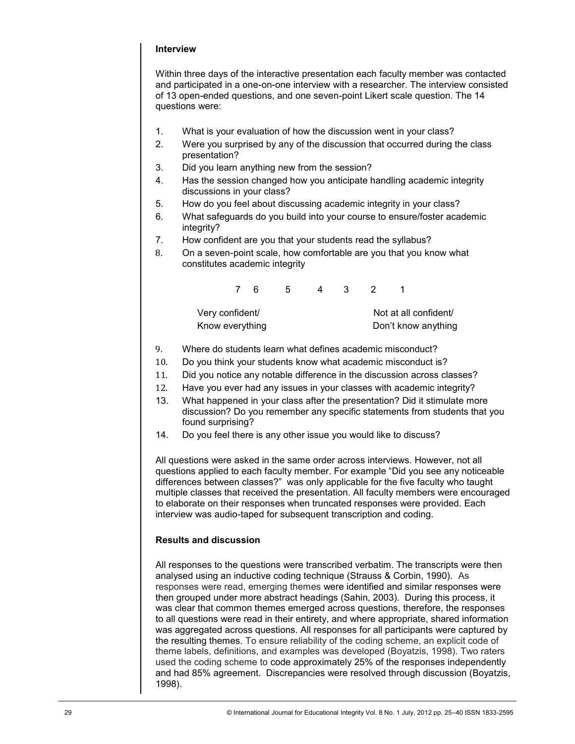### Interview

Within three days of the interactive presentation each faculty member was contacted and participated in a one-on-one interview with a researcher. The interview consisted of 13 open-ended questions, and one seven-point Likert scale question. The 14 questions were:

1. What is your evaluation of how the discussion went in your class?
2. Were you surprised by any of the discussion that occurred during the class presentation?
3. Did you learn anything new from the session?
4. Has the session changed how you anticipate handling academic integrity discussions in your class?
5. How do you feel about discussing academic integrity in your class?
6. What safeguards do you build into your course to ensure/foster academic integrity?
7. How confident are you that your students read the syllabus?
8. On a seven-point scale, how comfortable are you that you know what constitutes academic integrity

   7 6 5 4 3 2 1

   Very confident/ Know everything — Not at all confident/ Don't know anything

9. Where do students learn what defines academic misconduct?
10. Do you think your students know what academic misconduct is?
11. Did you notice any notable difference in the discussion across classes?
12. Have you ever had any issues in your classes with academic integrity?
13. What happened in your class after the presentation? Did it stimulate more discussion? Do you remember any specific statements from students that you found surprising?
14. Do you feel there is any other issue you would like to discuss?

All questions were asked in the same order across interviews. However, not all questions applied to each faculty member. For example "Did you see any noticeable differences between classes?" was only applicable for the five faculty who taught multiple classes that received the presentation. All faculty members were encouraged to elaborate on their responses when truncated responses were provided. Each interview was audio-taped for subsequent transcription and coding.

### Results and discussion

All responses to the questions were transcribed verbatim. The transcripts were then analysed using an inductive coding technique (Strauss & Corbin, 1990). As responses were read, emerging themes were identified and similar responses were then grouped under more abstract headings (Sahin, 2003). During this process, it was clear that common themes emerged across questions, therefore, the responses to all questions were read in their entirety, and where appropriate, shared information was aggregated across questions. All responses for all participants were captured by the resulting themes. To ensure reliability of the coding scheme, an explicit code of theme labels, definitions, and examples was developed (Boyatzis, 1998). Two raters used the coding scheme to code approximately 25% of the responses independently and had 85% agreement. Discrepancies were resolved through discussion (Boyatzis, 1998).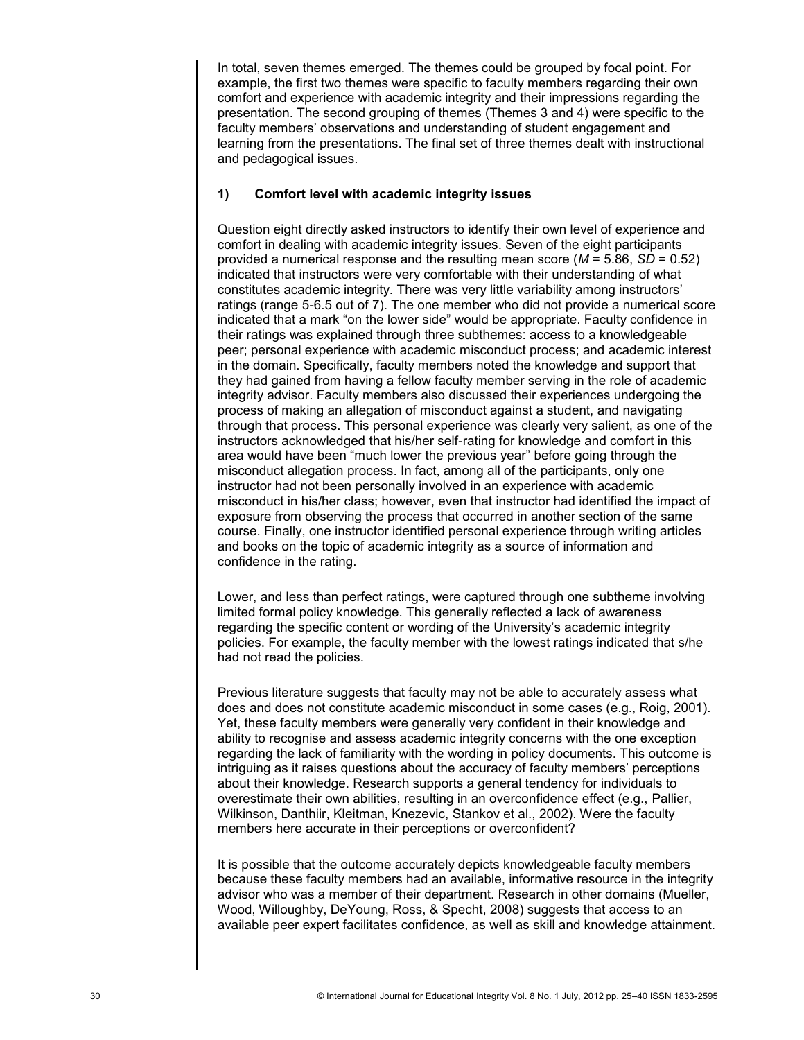In total, seven themes emerged. The themes could be grouped by focal point. For example, the first two themes were specific to faculty members regarding their own comfort and experience with academic integrity and their impressions regarding the presentation. The second grouping of themes (Themes 3 and 4) were specific to the faculty members' observations and understanding of student engagement and learning from the presentations. The final set of three themes dealt with instructional and pedagogical issues.

### 1) Comfort level with academic integrity issues

Question eight directly asked instructors to identify their own level of experience and comfort in dealing with academic integrity issues. Seven of the eight participants provided a numerical response and the resulting mean score ($M$ = 5.86, $SD$ = 0.52) indicated that instructors were very comfortable with their understanding of what constitutes academic integrity. There was very little variability among instructors' ratings (range 5-6.5 out of 7). The one member who did not provide a numerical score indicated that a mark "on the lower side" would be appropriate. Faculty confidence in their ratings was explained through three subthemes: access to a knowledgeable peer; personal experience with academic misconduct process; and academic interest in the domain. Specifically, faculty members noted the knowledge and support that they had gained from having a fellow faculty member serving in the role of academic integrity advisor. Faculty members also discussed their experiences undergoing the process of making an allegation of misconduct against a student, and navigating through that process. This personal experience was clearly very salient, as one of the instructors acknowledged that his/her self-rating for knowledge and comfort in this area would have been "much lower the previous year" before going through the misconduct allegation process. In fact, among all of the participants, only one instructor had not been personally involved in an experience with academic misconduct in his/her class; however, even that instructor had identified the impact of exposure from observing the process that occurred in another section of the same course. Finally, one instructor identified personal experience through writing articles and books on the topic of academic integrity as a source of information and confidence in the rating.

Lower, and less than perfect ratings, were captured through one subtheme involving limited formal policy knowledge. This generally reflected a lack of awareness regarding the specific content or wording of the University's academic integrity policies. For example, the faculty member with the lowest ratings indicated that s/he had not read the policies.

Previous literature suggests that faculty may not be able to accurately assess what does and does not constitute academic misconduct in some cases (e.g., Roig, 2001). Yet, these faculty members were generally very confident in their knowledge and ability to recognise and assess academic integrity concerns with the one exception regarding the lack of familiarity with the wording in policy documents. This outcome is intriguing as it raises questions about the accuracy of faculty members' perceptions about their knowledge. Research supports a general tendency for individuals to overestimate their own abilities, resulting in an overconfidence effect (e.g., Pallier, Wilkinson, Danthiir, Kleitman, Knezevic, Stankov et al., 2002). Were the faculty members here accurate in their perceptions or overconfident?

It is possible that the outcome accurately depicts knowledgeable faculty members because these faculty members had an available, informative resource in the integrity advisor who was a member of their department. Research in other domains (Mueller, Wood, Willoughby, DeYoung, Ross, & Specht, 2008) suggests that access to an available peer expert facilitates confidence, as well as skill and knowledge attainment.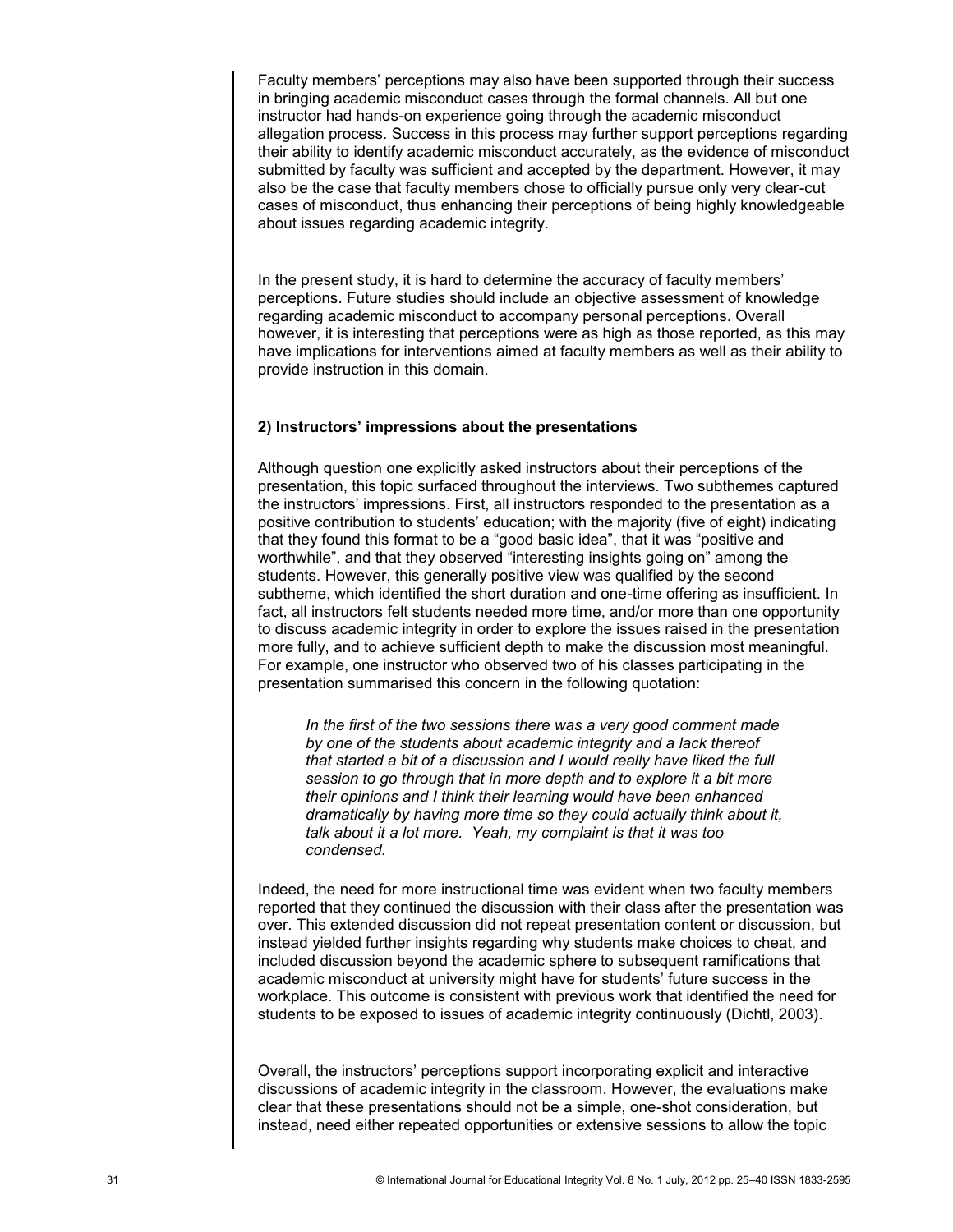Faculty members' perceptions may also have been supported through their success in bringing academic misconduct cases through the formal channels. All but one instructor had hands-on experience going through the academic misconduct allegation process. Success in this process may further support perceptions regarding their ability to identify academic misconduct accurately, as the evidence of misconduct submitted by faculty was sufficient and accepted by the department. However, it may also be the case that faculty members chose to officially pursue only very clear-cut cases of misconduct, thus enhancing their perceptions of being highly knowledgeable about issues regarding academic integrity.

In the present study, it is hard to determine the accuracy of faculty members' perceptions. Future studies should include an objective assessment of knowledge regarding academic misconduct to accompany personal perceptions. Overall however, it is interesting that perceptions were as high as those reported, as this may have implications for interventions aimed at faculty members as well as their ability to provide instruction in this domain.

**2) Instructors' impressions about the presentations**

Although question one explicitly asked instructors about their perceptions of the presentation, this topic surfaced throughout the interviews. Two subthemes captured the instructors' impressions. First, all instructors responded to the presentation as a positive contribution to students' education; with the majority (five of eight) indicating that they found this format to be a "good basic idea", that it was "positive and worthwhile", and that they observed "interesting insights going on" among the students. However, this generally positive view was qualified by the second subtheme, which identified the short duration and one-time offering as insufficient. In fact, all instructors felt students needed more time, and/or more than one opportunity to discuss academic integrity in order to explore the issues raised in the presentation more fully, and to achieve sufficient depth to make the discussion most meaningful. For example, one instructor who observed two of his classes participating in the presentation summarised this concern in the following quotation:

> *In the first of the two sessions there was a very good comment made by one of the students about academic integrity and a lack thereof that started a bit of a discussion and I would really have liked the full session to go through that in more depth and to explore it a bit more their opinions and I think their learning would have been enhanced dramatically by having more time so they could actually think about it, talk about it a lot more. Yeah, my complaint is that it was too condensed.*

Indeed, the need for more instructional time was evident when two faculty members reported that they continued the discussion with their class after the presentation was over. This extended discussion did not repeat presentation content or discussion, but instead yielded further insights regarding why students make choices to cheat, and included discussion beyond the academic sphere to subsequent ramifications that academic misconduct at university might have for students' future success in the workplace. This outcome is consistent with previous work that identified the need for students to be exposed to issues of academic integrity continuously (Dichtl, 2003).

Overall, the instructors' perceptions support incorporating explicit and interactive discussions of academic integrity in the classroom. However, the evaluations make clear that these presentations should not be a simple, one-shot consideration, but instead, need either repeated opportunities or extensive sessions to allow the topic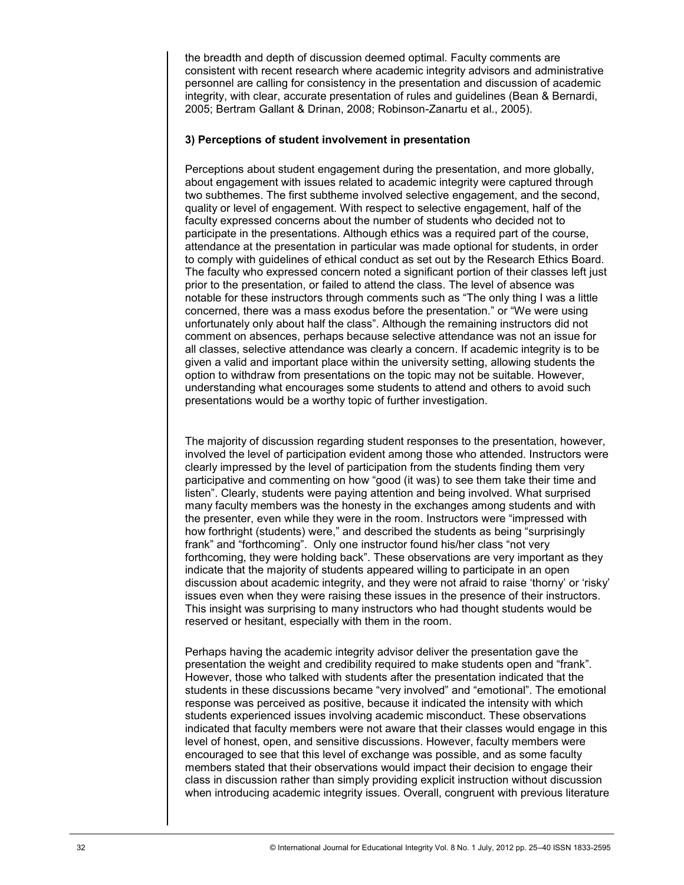the breadth and depth of discussion deemed optimal. Faculty comments are consistent with recent research where academic integrity advisors and administrative personnel are calling for consistency in the presentation and discussion of academic integrity, with clear, accurate presentation of rules and guidelines (Bean & Bernardi, 2005; Bertram Gallant & Drinan, 2008; Robinson-Zanartu et al., 2005).

**3) Perceptions of student involvement in presentation**

Perceptions about student engagement during the presentation, and more globally, about engagement with issues related to academic integrity were captured through two subthemes. The first subtheme involved selective engagement, and the second, quality or level of engagement. With respect to selective engagement, half of the faculty expressed concerns about the number of students who decided not to participate in the presentations. Although ethics was a required part of the course, attendance at the presentation in particular was made optional for students, in order to comply with guidelines of ethical conduct as set out by the Research Ethics Board. The faculty who expressed concern noted a significant portion of their classes left just prior to the presentation, or failed to attend the class. The level of absence was notable for these instructors through comments such as "The only thing I was a little concerned, there was a mass exodus before the presentation." or "We were using unfortunately only about half the class". Although the remaining instructors did not comment on absences, perhaps because selective attendance was not an issue for all classes, selective attendance was clearly a concern. If academic integrity is to be given a valid and important place within the university setting, allowing students the option to withdraw from presentations on the topic may not be suitable. However, understanding what encourages some students to attend and others to avoid such presentations would be a worthy topic of further investigation.

The majority of discussion regarding student responses to the presentation, however, involved the level of participation evident among those who attended. Instructors were clearly impressed by the level of participation from the students finding them very participative and commenting on how "good (it was) to see them take their time and listen". Clearly, students were paying attention and being involved. What surprised many faculty members was the honesty in the exchanges among students and with the presenter, even while they were in the room. Instructors were "impressed with how forthright (students) were," and described the students as being "surprisingly frank" and "forthcoming". Only one instructor found his/her class "not very forthcoming, they were holding back". These observations are very important as they indicate that the majority of students appeared willing to participate in an open discussion about academic integrity, and they were not afraid to raise 'thorny' or 'risky' issues even when they were raising these issues in the presence of their instructors. This insight was surprising to many instructors who had thought students would be reserved or hesitant, especially with them in the room.

Perhaps having the academic integrity advisor deliver the presentation gave the presentation the weight and credibility required to make students open and "frank". However, those who talked with students after the presentation indicated that the students in these discussions became "very involved" and "emotional". The emotional response was perceived as positive, because it indicated the intensity with which students experienced issues involving academic misconduct. These observations indicated that faculty members were not aware that their classes would engage in this level of honest, open, and sensitive discussions. However, faculty members were encouraged to see that this level of exchange was possible, and as some faculty members stated that their observations would impact their decision to engage their class in discussion rather than simply providing explicit instruction without discussion when introducing academic integrity issues. Overall, congruent with previous literature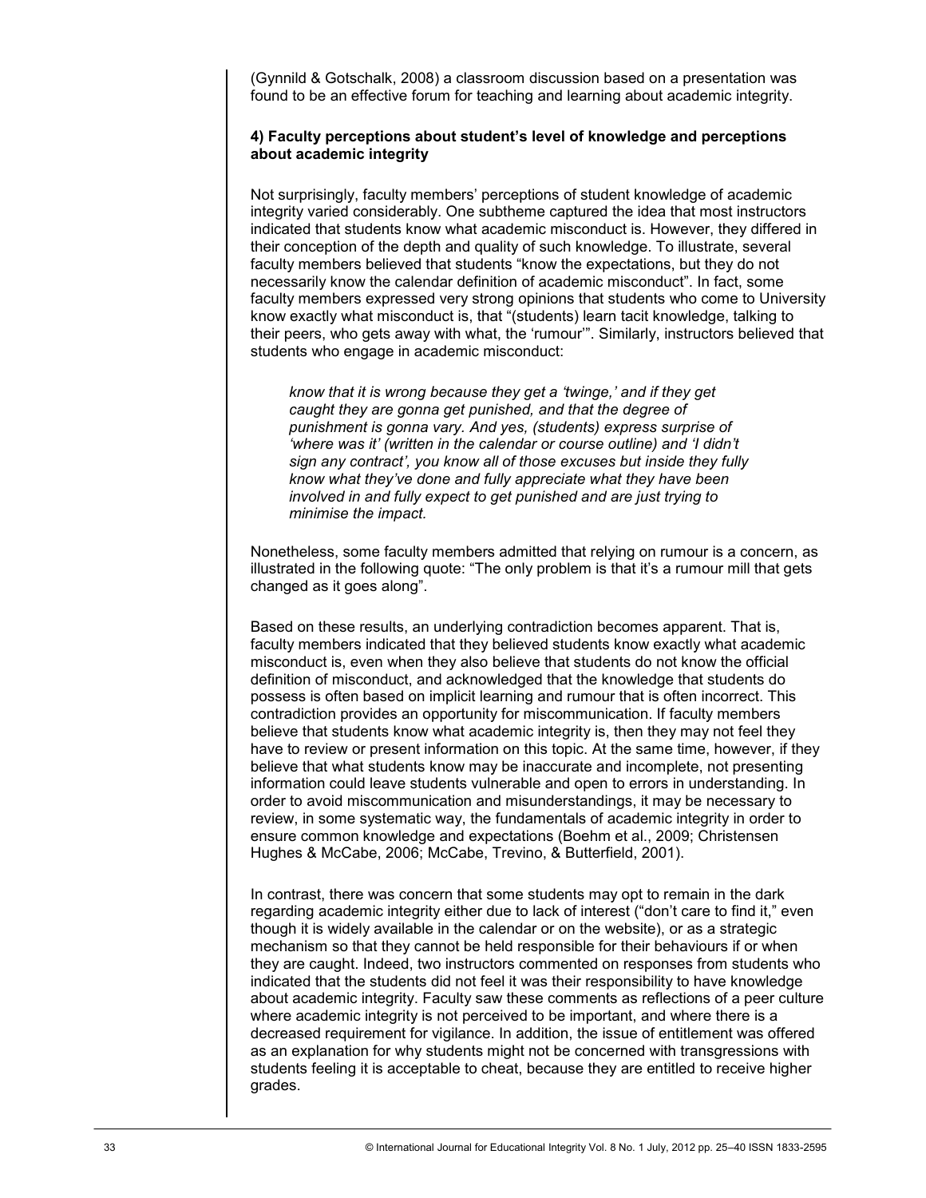(Gynnild & Gotschalk, 2008) a classroom discussion based on a presentation was found to be an effective forum for teaching and learning about academic integrity.

**4) Faculty perceptions about student's level of knowledge and perceptions about academic integrity**

Not surprisingly, faculty members' perceptions of student knowledge of academic integrity varied considerably. One subtheme captured the idea that most instructors indicated that students know what academic misconduct is. However, they differed in their conception of the depth and quality of such knowledge. To illustrate, several faculty members believed that students "know the expectations, but they do not necessarily know the calendar definition of academic misconduct". In fact, some faculty members expressed very strong opinions that students who come to University know exactly what misconduct is, that "(students) learn tacit knowledge, talking to their peers, who gets away with what, the 'rumour'". Similarly, instructors believed that students who engage in academic misconduct:

> *know that it is wrong because they get a 'twinge,' and if they get caught they are gonna get punished, and that the degree of punishment is gonna vary. And yes, (students) express surprise of 'where was it' (written in the calendar or course outline) and 'I didn't sign any contract', you know all of those excuses but inside they fully know what they've done and fully appreciate what they have been involved in and fully expect to get punished and are just trying to minimise the impact.*

Nonetheless, some faculty members admitted that relying on rumour is a concern, as illustrated in the following quote: "The only problem is that it's a rumour mill that gets changed as it goes along".

Based on these results, an underlying contradiction becomes apparent. That is, faculty members indicated that they believed students know exactly what academic misconduct is, even when they also believe that students do not know the official definition of misconduct, and acknowledged that the knowledge that students do possess is often based on implicit learning and rumour that is often incorrect. This contradiction provides an opportunity for miscommunication. If faculty members believe that students know what academic integrity is, then they may not feel they have to review or present information on this topic. At the same time, however, if they believe that what students know may be inaccurate and incomplete, not presenting information could leave students vulnerable and open to errors in understanding. In order to avoid miscommunication and misunderstandings, it may be necessary to review, in some systematic way, the fundamentals of academic integrity in order to ensure common knowledge and expectations (Boehm et al., 2009; Christensen Hughes & McCabe, 2006; McCabe, Trevino, & Butterfield, 2001).

In contrast, there was concern that some students may opt to remain in the dark regarding academic integrity either due to lack of interest ("don't care to find it," even though it is widely available in the calendar or on the website), or as a strategic mechanism so that they cannot be held responsible for their behaviours if or when they are caught. Indeed, two instructors commented on responses from students who indicated that the students did not feel it was their responsibility to have knowledge about academic integrity. Faculty saw these comments as reflections of a peer culture where academic integrity is not perceived to be important, and where there is a decreased requirement for vigilance. In addition, the issue of entitlement was offered as an explanation for why students might not be concerned with transgressions with students feeling it is acceptable to cheat, because they are entitled to receive higher grades.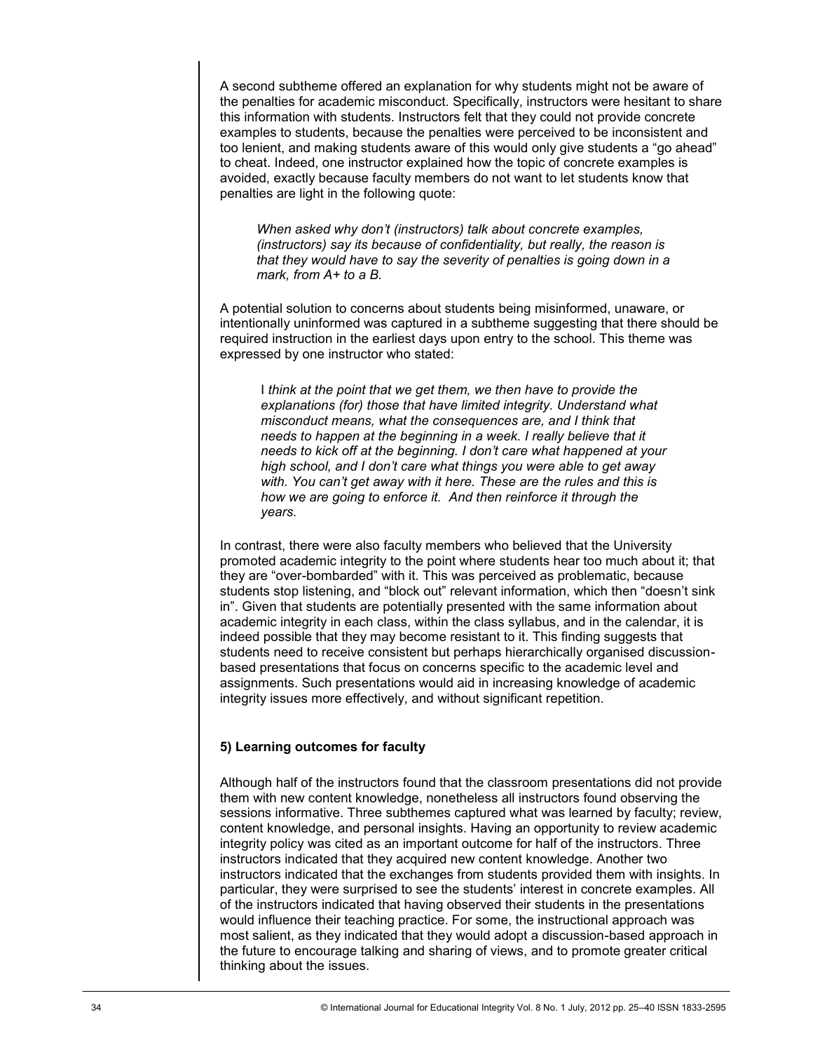A second subtheme offered an explanation for why students might not be aware of the penalties for academic misconduct. Specifically, instructors were hesitant to share this information with students. Instructors felt that they could not provide concrete examples to students, because the penalties were perceived to be inconsistent and too lenient, and making students aware of this would only give students a "go ahead" to cheat. Indeed, one instructor explained how the topic of concrete examples is avoided, exactly because faculty members do not want to let students know that penalties are light in the following quote:

> *When asked why don't (instructors) talk about concrete examples, (instructors) say its because of confidentiality, but really, the reason is that they would have to say the severity of penalties is going down in a mark, from A+ to a B.*

A potential solution to concerns about students being misinformed, unaware, or intentionally uninformed was captured in a subtheme suggesting that there should be required instruction in the earliest days upon entry to the school. This theme was expressed by one instructor who stated:

> I *think at the point that we get them, we then have to provide the explanations (for) those that have limited integrity. Understand what misconduct means, what the consequences are, and I think that needs to happen at the beginning in a week. I really believe that it needs to kick off at the beginning. I don't care what happened at your high school, and I don't care what things you were able to get away with. You can't get away with it here. These are the rules and this is how we are going to enforce it. And then reinforce it through the years.*

In contrast, there were also faculty members who believed that the University promoted academic integrity to the point where students hear too much about it; that they are "over-bombarded" with it. This was perceived as problematic, because students stop listening, and "block out" relevant information, which then "doesn't sink in". Given that students are potentially presented with the same information about academic integrity in each class, within the class syllabus, and in the calendar, it is indeed possible that they may become resistant to it. This finding suggests that students need to receive consistent but perhaps hierarchically organised discussion-based presentations that focus on concerns specific to the academic level and assignments. Such presentations would aid in increasing knowledge of academic integrity issues more effectively, and without significant repetition.

#### 5) Learning outcomes for faculty

Although half of the instructors found that the classroom presentations did not provide them with new content knowledge, nonetheless all instructors found observing the sessions informative. Three subthemes captured what was learned by faculty; review, content knowledge, and personal insights. Having an opportunity to review academic integrity policy was cited as an important outcome for half of the instructors. Three instructors indicated that they acquired new content knowledge. Another two instructors indicated that the exchanges from students provided them with insights. In particular, they were surprised to see the students' interest in concrete examples. All of the instructors indicated that having observed their students in the presentations would influence their teaching practice. For some, the instructional approach was most salient, as they indicated that they would adopt a discussion-based approach in the future to encourage talking and sharing of views, and to promote greater critical thinking about the issues.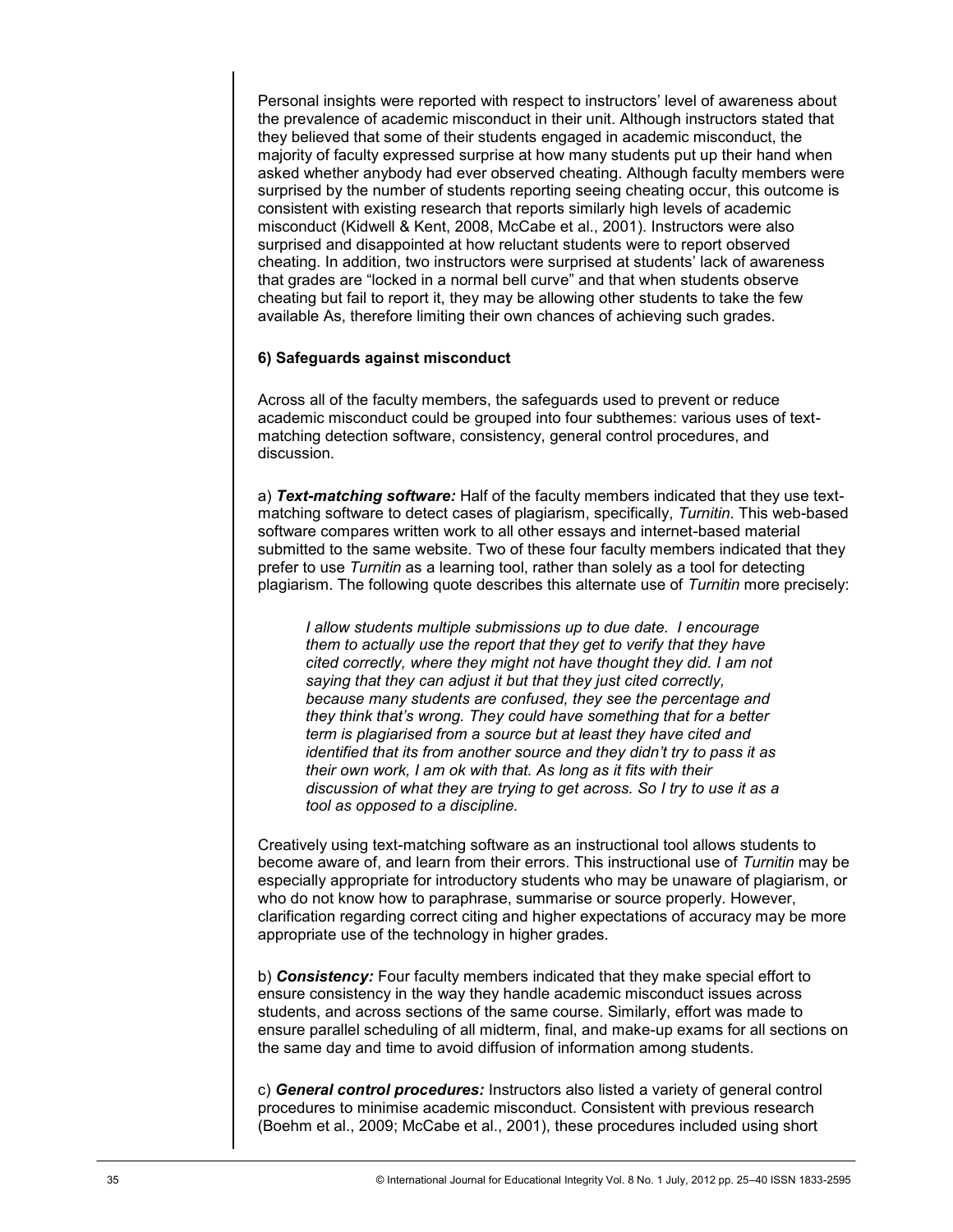Personal insights were reported with respect to instructors' level of awareness about the prevalence of academic misconduct in their unit. Although instructors stated that they believed that some of their students engaged in academic misconduct, the majority of faculty expressed surprise at how many students put up their hand when asked whether anybody had ever observed cheating. Although faculty members were surprised by the number of students reporting seeing cheating occur, this outcome is consistent with existing research that reports similarly high levels of academic misconduct (Kidwell & Kent, 2008, McCabe et al., 2001). Instructors were also surprised and disappointed at how reluctant students were to report observed cheating. In addition, two instructors were surprised at students' lack of awareness that grades are "locked in a normal bell curve" and that when students observe cheating but fail to report it, they may be allowing other students to take the few available As, therefore limiting their own chances of achieving such grades.

**6) Safeguards against misconduct**

Across all of the faculty members, the safeguards used to prevent or reduce academic misconduct could be grouped into four subthemes: various uses of text-matching detection software, consistency, general control procedures, and discussion.

a) ***Text-matching software:*** Half of the faculty members indicated that they use text-matching software to detect cases of plagiarism, specifically, *Turnitin*. This web-based software compares written work to all other essays and internet-based material submitted to the same website. Two of these four faculty members indicated that they prefer to use *Turnitin* as a learning tool, rather than solely as a tool for detecting plagiarism. The following quote describes this alternate use of *Turnitin* more precisely:

> *I allow students multiple submissions up to due date. I encourage them to actually use the report that they get to verify that they have cited correctly, where they might not have thought they did. I am not saying that they can adjust it but that they just cited correctly, because many students are confused, they see the percentage and they think that's wrong. They could have something that for a better term is plagiarised from a source but at least they have cited and identified that its from another source and they didn't try to pass it as their own work, I am ok with that. As long as it fits with their discussion of what they are trying to get across. So I try to use it as a tool as opposed to a discipline.*

Creatively using text-matching software as an instructional tool allows students to become aware of, and learn from their errors. This instructional use of *Turnitin* may be especially appropriate for introductory students who may be unaware of plagiarism, or who do not know how to paraphrase, summarise or source properly. However, clarification regarding correct citing and higher expectations of accuracy may be more appropriate use of the technology in higher grades.

b) ***Consistency:*** Four faculty members indicated that they make special effort to ensure consistency in the way they handle academic misconduct issues across students, and across sections of the same course. Similarly, effort was made to ensure parallel scheduling of all midterm, final, and make-up exams for all sections on the same day and time to avoid diffusion of information among students.

c) ***General control procedures:*** Instructors also listed a variety of general control procedures to minimise academic misconduct. Consistent with previous research (Boehm et al., 2009; McCabe et al., 2001), these procedures included using short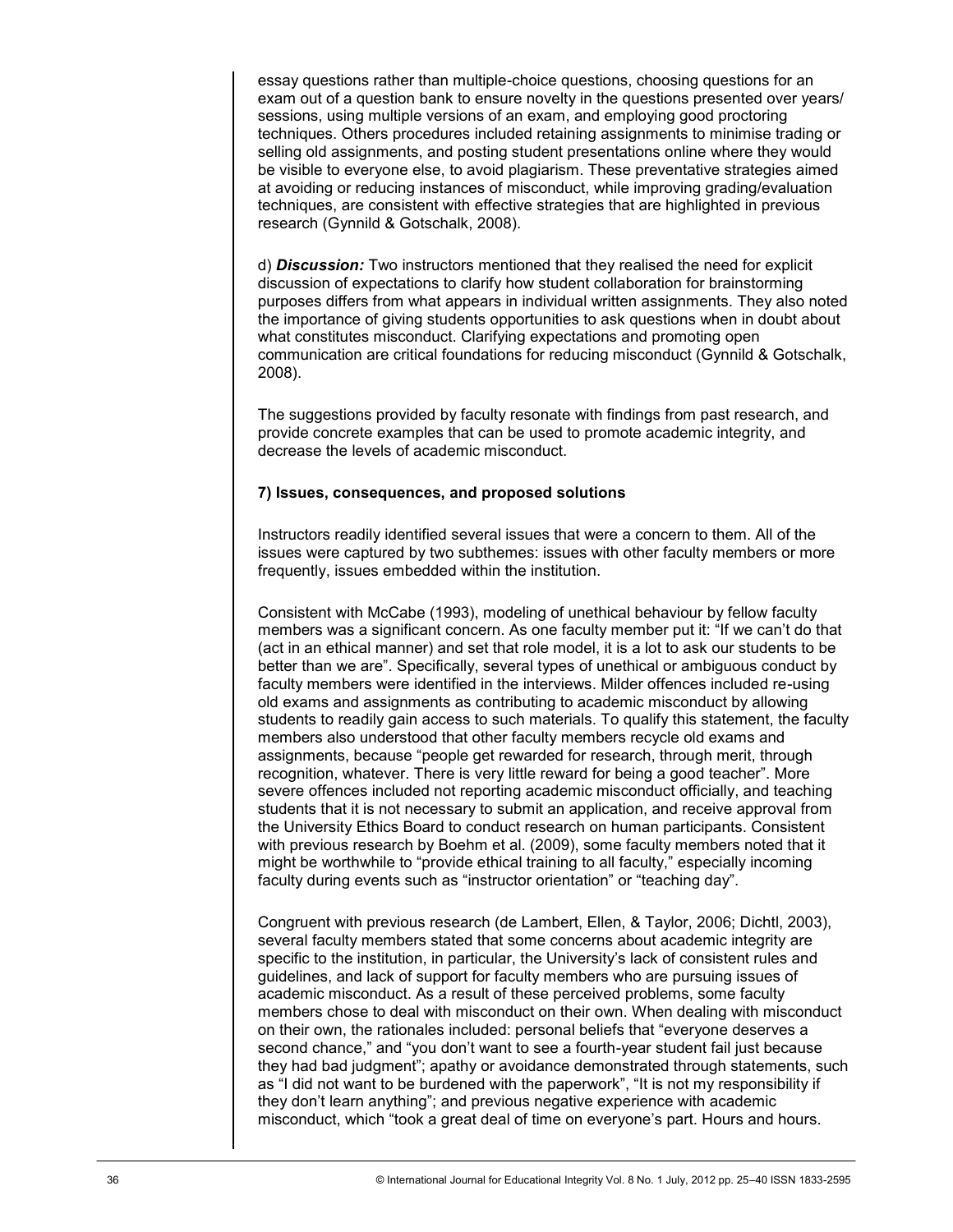essay questions rather than multiple-choice questions, choosing questions for an exam out of a question bank to ensure novelty in the questions presented over years/ sessions, using multiple versions of an exam, and employing good proctoring techniques. Others procedures included retaining assignments to minimise trading or selling old assignments, and posting student presentations online where they would be visible to everyone else, to avoid plagiarism. These preventative strategies aimed at avoiding or reducing instances of misconduct, while improving grading/evaluation techniques, are consistent with effective strategies that are highlighted in previous research (Gynnild & Gotschalk, 2008).

d) ***Discussion:*** Two instructors mentioned that they realised the need for explicit discussion of expectations to clarify how student collaboration for brainstorming purposes differs from what appears in individual written assignments. They also noted the importance of giving students opportunities to ask questions when in doubt about what constitutes misconduct. Clarifying expectations and promoting open communication are critical foundations for reducing misconduct (Gynnild & Gotschalk, 2008).

The suggestions provided by faculty resonate with findings from past research, and provide concrete examples that can be used to promote academic integrity, and decrease the levels of academic misconduct.

**7) Issues, consequences, and proposed solutions**

Instructors readily identified several issues that were a concern to them. All of the issues were captured by two subthemes: issues with other faculty members or more frequently, issues embedded within the institution.

Consistent with McCabe (1993), modeling of unethical behaviour by fellow faculty members was a significant concern. As one faculty member put it: “If we can’t do that (act in an ethical manner) and set that role model, it is a lot to ask our students to be better than we are”. Specifically, several types of unethical or ambiguous conduct by faculty members were identified in the interviews. Milder offences included re-using old exams and assignments as contributing to academic misconduct by allowing students to readily gain access to such materials. To qualify this statement, the faculty members also understood that other faculty members recycle old exams and assignments, because “people get rewarded for research, through merit, through recognition, whatever. There is very little reward for being a good teacher”. More severe offences included not reporting academic misconduct officially, and teaching students that it is not necessary to submit an application, and receive approval from the University Ethics Board to conduct research on human participants. Consistent with previous research by Boehm et al. (2009), some faculty members noted that it might be worthwhile to “provide ethical training to all faculty,” especially incoming faculty during events such as “instructor orientation” or “teaching day”.

Congruent with previous research (de Lambert, Ellen, & Taylor, 2006; Dichtl, 2003), several faculty members stated that some concerns about academic integrity are specific to the institution, in particular, the University’s lack of consistent rules and guidelines, and lack of support for faculty members who are pursuing issues of academic misconduct. As a result of these perceived problems, some faculty members chose to deal with misconduct on their own. When dealing with misconduct on their own, the rationales included: personal beliefs that “everyone deserves a second chance,” and “you don’t want to see a fourth-year student fail just because they had bad judgment”; apathy or avoidance demonstrated through statements, such as “I did not want to be burdened with the paperwork”, “It is not my responsibility if they don’t learn anything”; and previous negative experience with academic misconduct, which “took a great deal of time on everyone’s part. Hours and hours.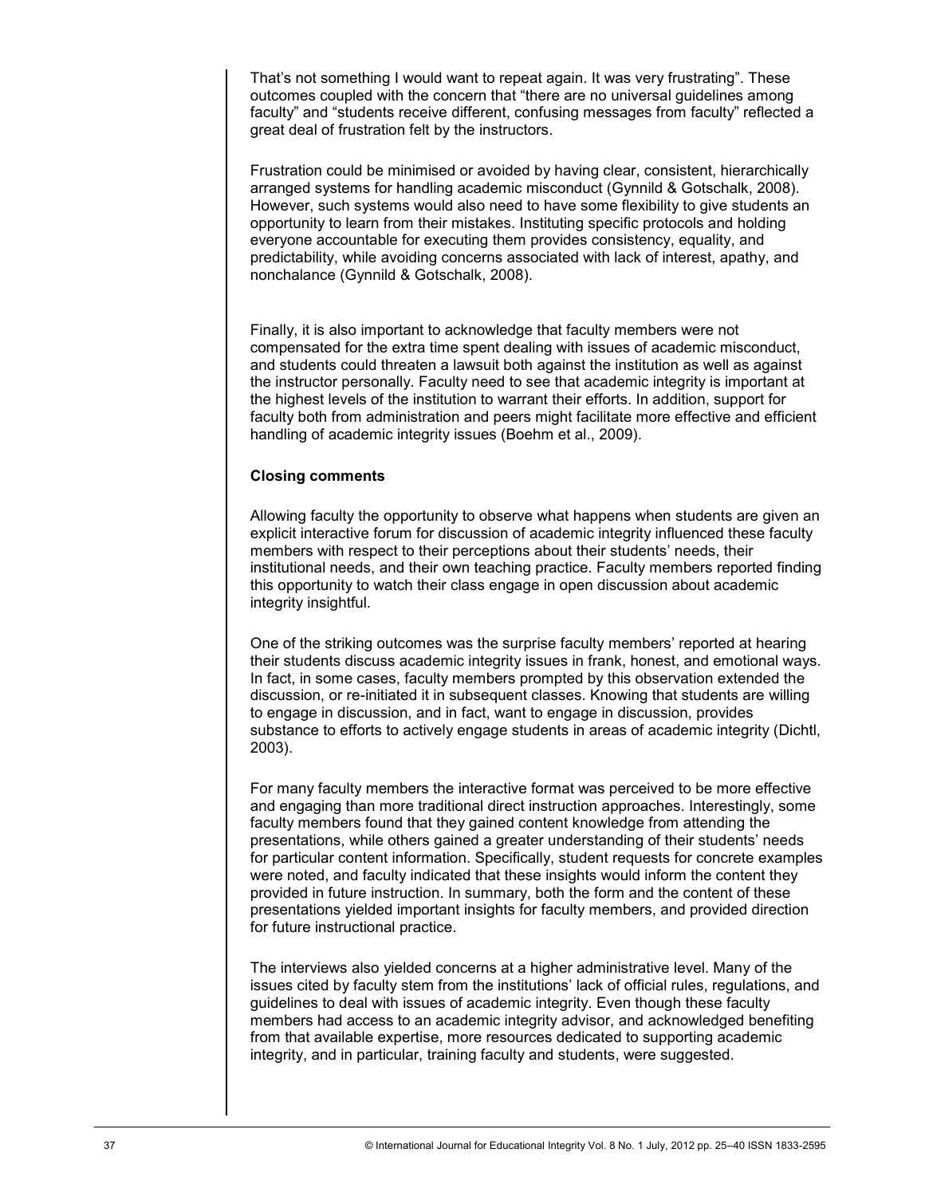That's not something I would want to repeat again. It was very frustrating". These outcomes coupled with the concern that "there are no universal guidelines among faculty" and "students receive different, confusing messages from faculty" reflected a great deal of frustration felt by the instructors.

Frustration could be minimised or avoided by having clear, consistent, hierarchically arranged systems for handling academic misconduct (Gynnild & Gotschalk, 2008). However, such systems would also need to have some flexibility to give students an opportunity to learn from their mistakes. Instituting specific protocols and holding everyone accountable for executing them provides consistency, equality, and predictability, while avoiding concerns associated with lack of interest, apathy, and nonchalance (Gynnild & Gotschalk, 2008).

Finally, it is also important to acknowledge that faculty members were not compensated for the extra time spent dealing with issues of academic misconduct, and students could threaten a lawsuit both against the institution as well as against the instructor personally. Faculty need to see that academic integrity is important at the highest levels of the institution to warrant their efforts. In addition, support for faculty both from administration and peers might facilitate more effective and efficient handling of academic integrity issues (Boehm et al., 2009).

**Closing comments**

Allowing faculty the opportunity to observe what happens when students are given an explicit interactive forum for discussion of academic integrity influenced these faculty members with respect to their perceptions about their students' needs, their institutional needs, and their own teaching practice. Faculty members reported finding this opportunity to watch their class engage in open discussion about academic integrity insightful.

One of the striking outcomes was the surprise faculty members' reported at hearing their students discuss academic integrity issues in frank, honest, and emotional ways. In fact, in some cases, faculty members prompted by this observation extended the discussion, or re-initiated it in subsequent classes. Knowing that students are willing to engage in discussion, and in fact, want to engage in discussion, provides substance to efforts to actively engage students in areas of academic integrity (Dichtl, 2003).

For many faculty members the interactive format was perceived to be more effective and engaging than more traditional direct instruction approaches. Interestingly, some faculty members found that they gained content knowledge from attending the presentations, while others gained a greater understanding of their students' needs for particular content information. Specifically, student requests for concrete examples were noted, and faculty indicated that these insights would inform the content they provided in future instruction. In summary, both the form and the content of these presentations yielded important insights for faculty members, and provided direction for future instructional practice.

The interviews also yielded concerns at a higher administrative level. Many of the issues cited by faculty stem from the institutions' lack of official rules, regulations, and guidelines to deal with issues of academic integrity. Even though these faculty members had access to an academic integrity advisor, and acknowledged benefiting from that available expertise, more resources dedicated to supporting academic integrity, and in particular, training faculty and students, were suggested.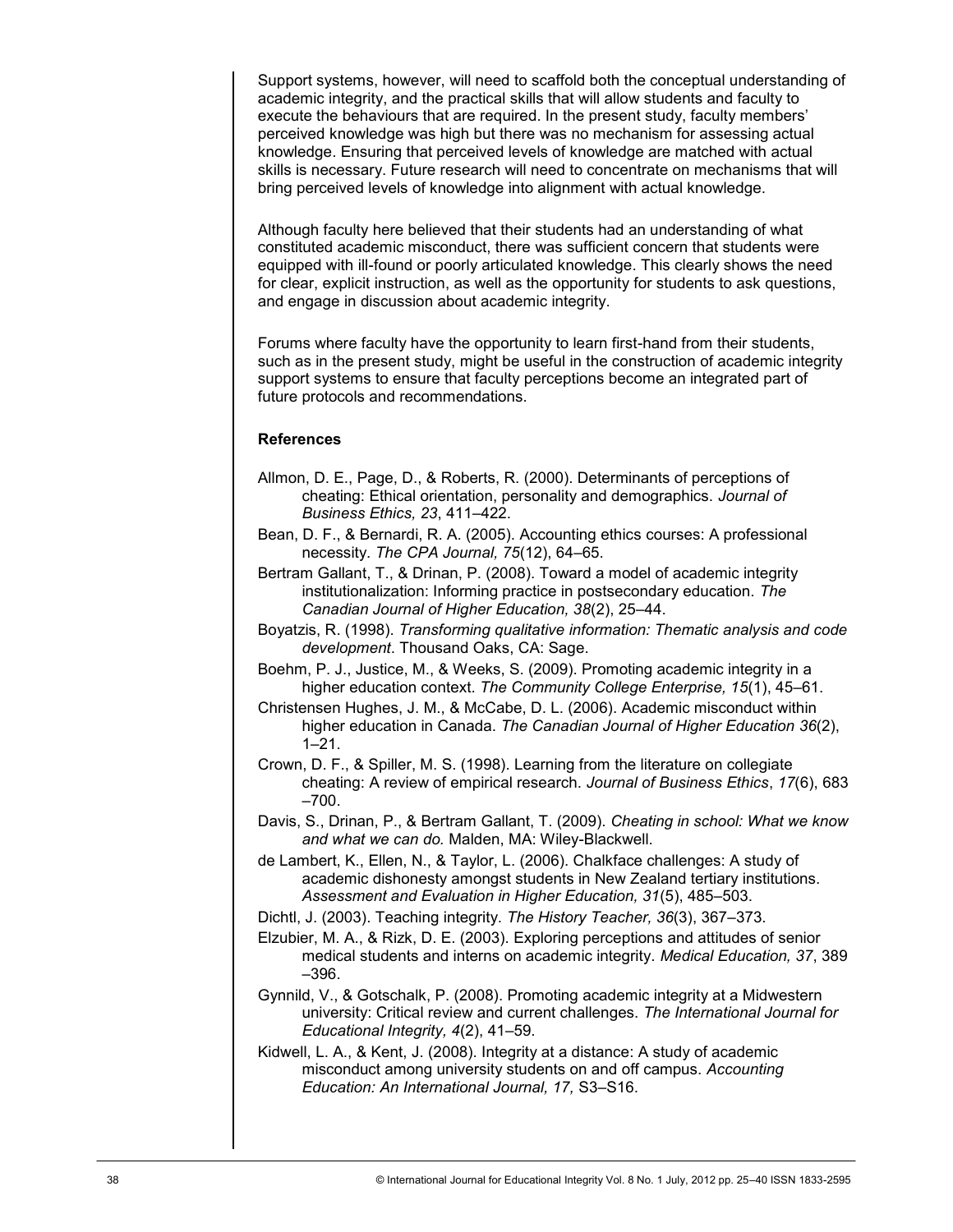Support systems, however, will need to scaffold both the conceptual understanding of academic integrity, and the practical skills that will allow students and faculty to execute the behaviours that are required. In the present study, faculty members' perceived knowledge was high but there was no mechanism for assessing actual knowledge. Ensuring that perceived levels of knowledge are matched with actual skills is necessary. Future research will need to concentrate on mechanisms that will bring perceived levels of knowledge into alignment with actual knowledge.

Although faculty here believed that their students had an understanding of what constituted academic misconduct, there was sufficient concern that students were equipped with ill-found or poorly articulated knowledge. This clearly shows the need for clear, explicit instruction, as well as the opportunity for students to ask questions, and engage in discussion about academic integrity.

Forums where faculty have the opportunity to learn first-hand from their students, such as in the present study, might be useful in the construction of academic integrity support systems to ensure that faculty perceptions become an integrated part of future protocols and recommendations.

**References**

Allmon, D. E., Page, D., & Roberts, R. (2000). Determinants of perceptions of cheating: Ethical orientation, personality and demographics. *Journal of Business Ethics, 23*, 411–422.

Bean, D. F., & Bernardi, R. A. (2005). Accounting ethics courses: A professional necessity. *The CPA Journal, 75*(12), 64–65.

Bertram Gallant, T., & Drinan, P. (2008). Toward a model of academic integrity institutionalization: Informing practice in postsecondary education. *The Canadian Journal of Higher Education, 38*(2), 25–44.

Boyatzis, R. (1998). *Transforming qualitative information: Thematic analysis and code development*. Thousand Oaks, CA: Sage.

Boehm, P. J., Justice, M., & Weeks, S. (2009). Promoting academic integrity in a higher education context. *The Community College Enterprise, 15*(1), 45–61.

Christensen Hughes, J. M., & McCabe, D. L. (2006). Academic misconduct within higher education in Canada. *The Canadian Journal of Higher Education 36*(2), 1–21.

Crown, D. F., & Spiller, M. S. (1998). Learning from the literature on collegiate cheating: A review of empirical research. *Journal of Business Ethics*, *17*(6), 683 –700.

Davis, S., Drinan, P., & Bertram Gallant, T. (2009). *Cheating in school: What we know and what we can do.* Malden, MA: Wiley-Blackwell.

de Lambert, K., Ellen, N., & Taylor, L. (2006). Chalkface challenges: A study of academic dishonesty amongst students in New Zealand tertiary institutions. *Assessment and Evaluation in Higher Education, 31*(5), 485–503.

Dichtl, J. (2003). Teaching integrity. *The History Teacher, 36*(3), 367–373.

Elzubier, M. A., & Rizk, D. E. (2003). Exploring perceptions and attitudes of senior medical students and interns on academic integrity. *Medical Education, 37*, 389 –396.

Gynnild, V., & Gotschalk, P. (2008). Promoting academic integrity at a Midwestern university: Critical review and current challenges. *The International Journal for Educational Integrity, 4*(2), 41–59.

Kidwell, L. A., & Kent, J. (2008). Integrity at a distance: A study of academic misconduct among university students on and off campus. *Accounting Education: An International Journal, 17,* S3–S16.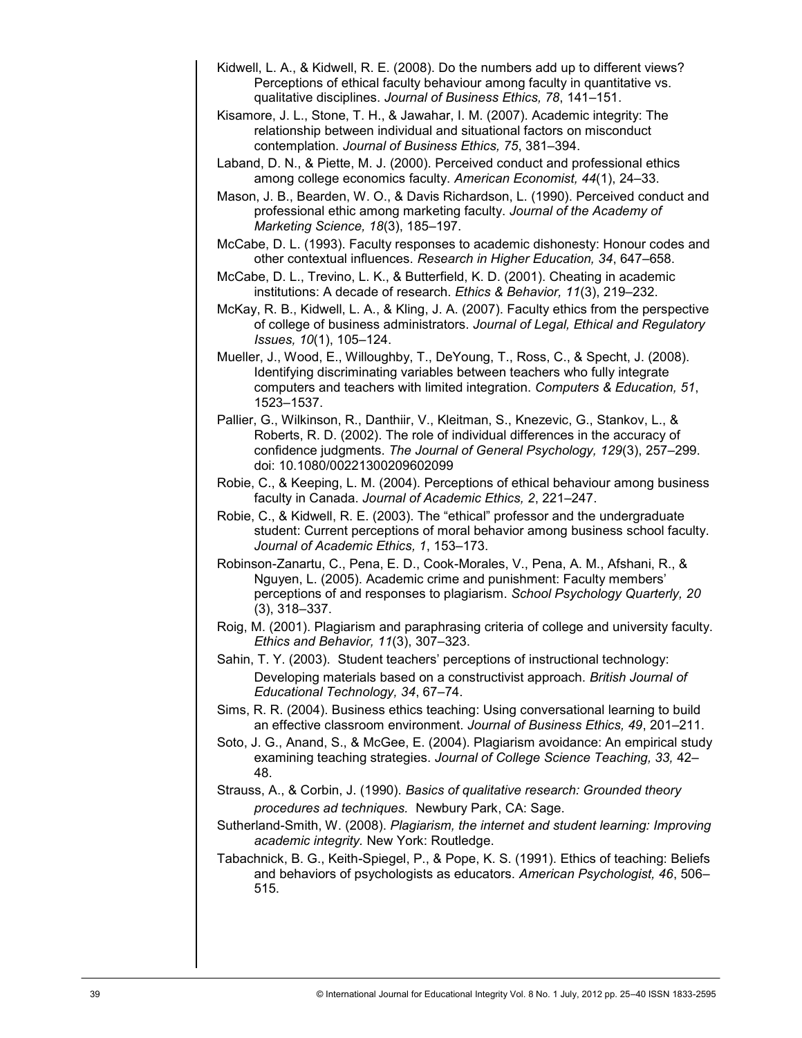Kidwell, L. A., & Kidwell, R. E. (2008). Do the numbers add up to different views? Perceptions of ethical faculty behaviour among faculty in quantitative vs. qualitative disciplines. *Journal of Business Ethics, 78*, 141–151.

Kisamore, J. L., Stone, T. H., & Jawahar, I. M. (2007). Academic integrity: The relationship between individual and situational factors on misconduct contemplation. *Journal of Business Ethics, 75*, 381–394.

Laband, D. N., & Piette, M. J. (2000). Perceived conduct and professional ethics among college economics faculty. *American Economist, 44*(1), 24–33.

Mason, J. B., Bearden, W. O., & Davis Richardson, L. (1990). Perceived conduct and professional ethic among marketing faculty. *Journal of the Academy of Marketing Science, 18*(3), 185–197.

McCabe, D. L. (1993). Faculty responses to academic dishonesty: Honour codes and other contextual influences. *Research in Higher Education, 34*, 647–658.

McCabe, D. L., Trevino, L. K., & Butterfield, K. D. (2001). Cheating in academic institutions: A decade of research. *Ethics & Behavior, 11*(3), 219–232.

McKay, R. B., Kidwell, L. A., & Kling, J. A. (2007). Faculty ethics from the perspective of college of business administrators. *Journal of Legal, Ethical and Regulatory Issues, 10*(1), 105–124.

Mueller, J., Wood, E., Willoughby, T., DeYoung, T., Ross, C., & Specht, J. (2008). Identifying discriminating variables between teachers who fully integrate computers and teachers with limited integration. *Computers & Education, 51*, 1523–1537.

Pallier, G., Wilkinson, R., Danthiir, V., Kleitman, S., Knezevic, G., Stankov, L., & Roberts, R. D. (2002). The role of individual differences in the accuracy of confidence judgments. *The Journal of General Psychology, 129*(3), 257–299. doi: 10.1080/00221300209602099

Robie, C., & Keeping, L. M. (2004). Perceptions of ethical behaviour among business faculty in Canada. *Journal of Academic Ethics, 2*, 221–247.

Robie, C., & Kidwell, R. E. (2003). The "ethical" professor and the undergraduate student: Current perceptions of moral behavior among business school faculty. *Journal of Academic Ethics, 1*, 153–173.

Robinson-Zanartu, C., Pena, E. D., Cook-Morales, V., Pena, A. M., Afshani, R., & Nguyen, L. (2005). Academic crime and punishment: Faculty members' perceptions of and responses to plagiarism. *School Psychology Quarterly, 20* (3), 318–337.

Roig, M. (2001). Plagiarism and paraphrasing criteria of college and university faculty. *Ethics and Behavior, 11*(3), 307–323.

Sahin, T. Y. (2003). Student teachers' perceptions of instructional technology: Developing materials based on a constructivist approach. *British Journal of Educational Technology, 34*, 67–74.

Sims, R. R. (2004). Business ethics teaching: Using conversational learning to build an effective classroom environment. *Journal of Business Ethics, 49*, 201–211.

Soto, J. G., Anand, S., & McGee, E. (2004). Plagiarism avoidance: An empirical study examining teaching strategies. *Journal of College Science Teaching, 33,* 42–48.

Strauss, A., & Corbin, J. (1990). *Basics of qualitative research: Grounded theory procedures ad techniques.* Newbury Park, CA: Sage.

Sutherland-Smith, W. (2008). *Plagiarism, the internet and student learning: Improving academic integrity.* New York: Routledge.

Tabachnick, B. G., Keith-Spiegel, P., & Pope, K. S. (1991). Ethics of teaching: Beliefs and behaviors of psychologists as educators. *American Psychologist, 46*, 506–515.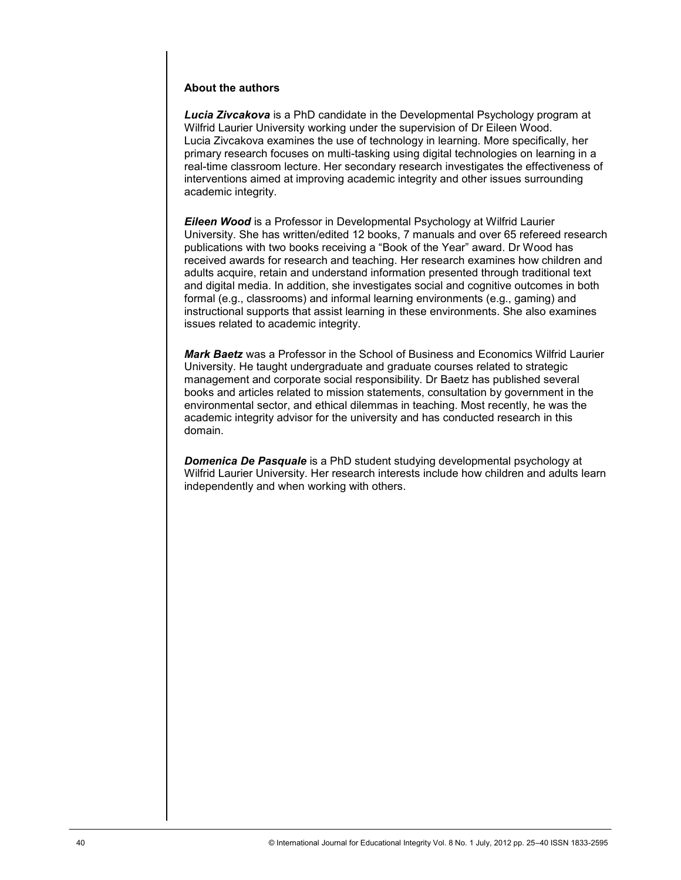## About the authors

***Lucia Zivcakova*** is a PhD candidate in the Developmental Psychology program at Wilfrid Laurier University working under the supervision of Dr Eileen Wood. Lucia Zivcakova examines the use of technology in learning. More specifically, her primary research focuses on multi-tasking using digital technologies on learning in a real-time classroom lecture. Her secondary research investigates the effectiveness of interventions aimed at improving academic integrity and other issues surrounding academic integrity.

***Eileen Wood*** is a Professor in Developmental Psychology at Wilfrid Laurier University. She has written/edited 12 books, 7 manuals and over 65 refereed research publications with two books receiving a "Book of the Year" award. Dr Wood has received awards for research and teaching. Her research examines how children and adults acquire, retain and understand information presented through traditional text and digital media. In addition, she investigates social and cognitive outcomes in both formal (e.g., classrooms) and informal learning environments (e.g., gaming) and instructional supports that assist learning in these environments. She also examines issues related to academic integrity.

***Mark Baetz*** was a Professor in the School of Business and Economics Wilfrid Laurier University. He taught undergraduate and graduate courses related to strategic management and corporate social responsibility. Dr Baetz has published several books and articles related to mission statements, consultation by government in the environmental sector, and ethical dilemmas in teaching. Most recently, he was the academic integrity advisor for the university and has conducted research in this domain.

***Domenica De Pasquale*** is a PhD student studying developmental psychology at Wilfrid Laurier University. Her research interests include how children and adults learn independently and when working with others.